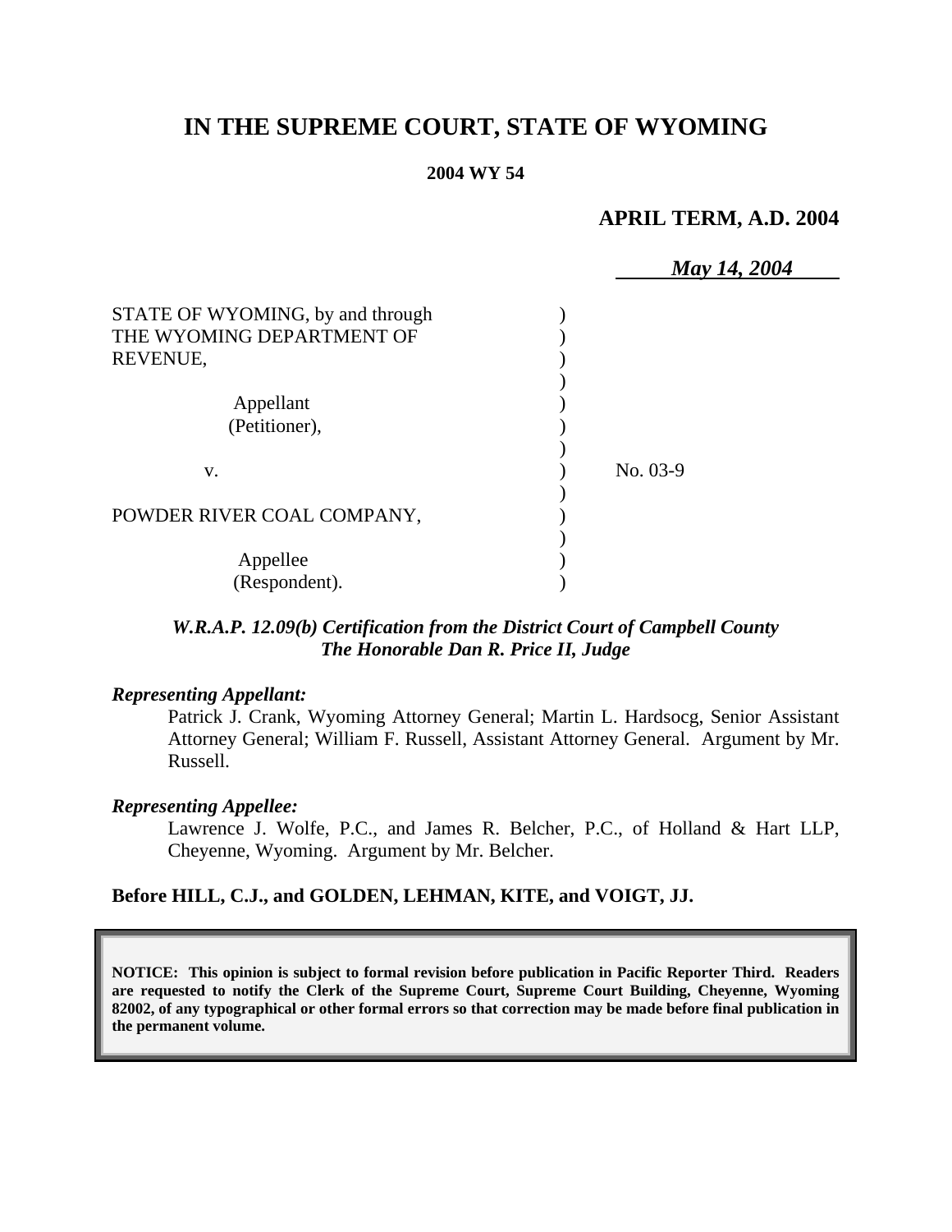# IN THE SUPREME COURT, STATE OF WYOMING

**2004 WY 54**

**APRIL TERM, A.D. 2004**

***May 14, 2004***

STATE OF WYOMING, by and through THE WYOMING DEPARTMENT OF REVENUE,

Appellant (Petitioner),

v.

POWDER RIVER COAL COMPANY,

Appellee (Respondent).

No. 03-9

***W.R.A.P. 12.09(b) Certification from the District Court of Campbell County***
***The Honorable Dan R. Price II, Judge***

***Representing Appellant:***

Patrick J. Crank, Wyoming Attorney General; Martin L. Hardsocg, Senior Assistant Attorney General; William F. Russell, Assistant Attorney General. Argument by Mr. Russell.

***Representing Appellee:***

Lawrence J. Wolfe, P.C., and James R. Belcher, P.C., of Holland & Hart LLP, Cheyenne, Wyoming. Argument by Mr. Belcher.

**Before HILL, C.J., and GOLDEN, LEHMAN, KITE, and VOIGT, JJ.**

**NOTICE: This opinion is subject to formal revision before publication in Pacific Reporter Third. Readers are requested to notify the Clerk of the Supreme Court, Supreme Court Building, Cheyenne, Wyoming 82002, of any typographical or other formal errors so that correction may be made before final publication in the permanent volume.**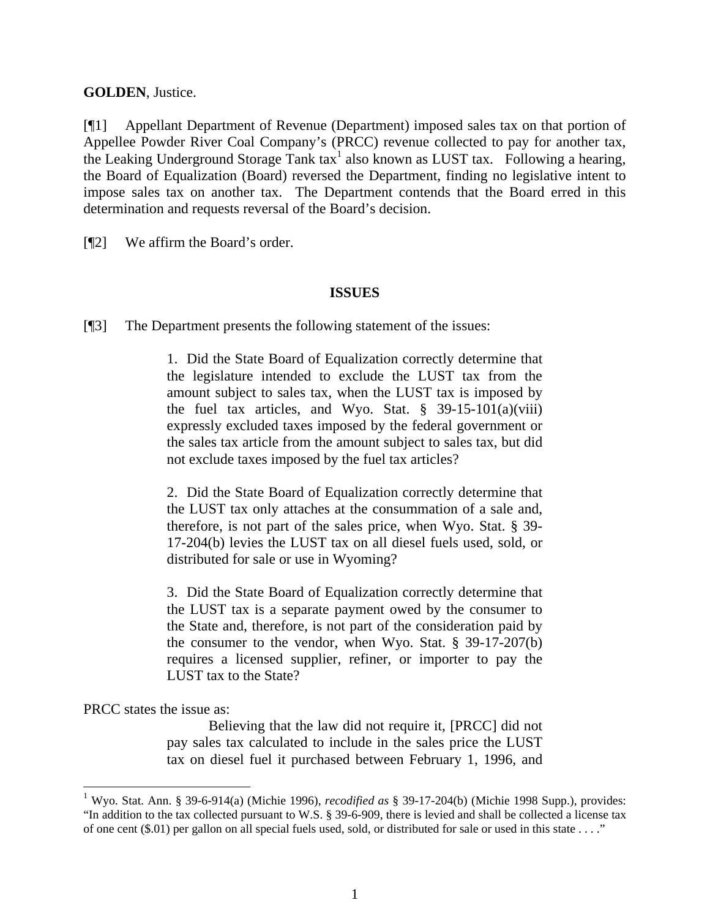**GOLDEN**, Justice.

[¶1] Appellant Department of Revenue (Department) imposed sales tax on that portion of Appellee Powder River Coal Company's (PRCC) revenue collected to pay for another tax, the Leaking Underground Storage Tank tax[1] also known as LUST tax. Following a hearing, the Board of Equalization (Board) reversed the Department, finding no legislative intent to impose sales tax on another tax. The Department contends that the Board erred in this determination and requests reversal of the Board's decision.

[¶2] We affirm the Board's order.

## ISSUES

[¶3] The Department presents the following statement of the issues:

> 1. Did the State Board of Equalization correctly determine that the legislature intended to exclude the LUST tax from the amount subject to sales tax, when the LUST tax is imposed by the fuel tax articles, and Wyo. Stat. § 39-15-101(a)(viii) expressly excluded taxes imposed by the federal government or the sales tax article from the amount subject to sales tax, but did not exclude taxes imposed by the fuel tax articles?
>
> 2. Did the State Board of Equalization correctly determine that the LUST tax only attaches at the consummation of a sale and, therefore, is not part of the sales price, when Wyo. Stat. § 39-17-204(b) levies the LUST tax on all diesel fuels used, sold, or distributed for sale or use in Wyoming?
>
> 3. Did the State Board of Equalization correctly determine that the LUST tax is a separate payment owed by the consumer to the State and, therefore, is not part of the consideration paid by the consumer to the vendor, when Wyo. Stat. § 39-17-207(b) requires a licensed supplier, refiner, or importer to pay the LUST tax to the State?

PRCC states the issue as:

> Believing that the law did not require it, [PRCC] did not pay sales tax calculated to include in the sales price the LUST tax on diesel fuel it purchased between February 1, 1996, and

---

[1] Wyo. Stat. Ann. § 39-6-914(a) (Michie 1996), *recodified as* § 39-17-204(b) (Michie 1998 Supp.), provides: "In addition to the tax collected pursuant to W.S. § 39-6-909, there is levied and shall be collected a license tax of one cent ($.01) per gallon on all special fuels used, sold, or distributed for sale or used in this state . . . ."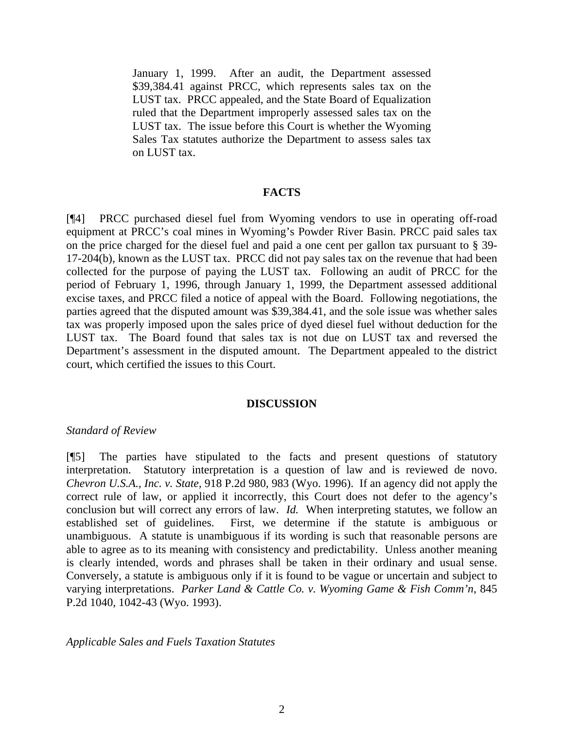> January 1, 1999. After an audit, the Department assessed $39,384.41 against PRCC, which represents sales tax on the LUST tax. PRCC appealed, and the State Board of Equalization ruled that the Department improperly assessed sales tax on the LUST tax. The issue before this Court is whether the Wyoming Sales Tax statutes authorize the Department to assess sales tax on LUST tax.

## FACTS

[¶4] PRCC purchased diesel fuel from Wyoming vendors to use in operating off-road equipment at PRCC's coal mines in Wyoming's Powder River Basin. PRCC paid sales tax on the price charged for the diesel fuel and paid a one cent per gallon tax pursuant to § 39-17-204(b), known as the LUST tax. PRCC did not pay sales tax on the revenue that had been collected for the purpose of paying the LUST tax. Following an audit of PRCC for the period of February 1, 1996, through January 1, 1999, the Department assessed additional excise taxes, and PRCC filed a notice of appeal with the Board. Following negotiations, the parties agreed that the disputed amount was $39,384.41, and the sole issue was whether sales tax was properly imposed upon the sales price of dyed diesel fuel without deduction for the LUST tax. The Board found that sales tax is not due on LUST tax and reversed the Department's assessment in the disputed amount. The Department appealed to the district court, which certified the issues to this Court.

## DISCUSSION

*Standard of Review*

[¶5] The parties have stipulated to the facts and present questions of statutory interpretation. Statutory interpretation is a question of law and is reviewed de novo. *Chevron U.S.A., Inc. v. State,* 918 P.2d 980, 983 (Wyo. 1996). If an agency did not apply the correct rule of law, or applied it incorrectly, this Court does not defer to the agency's conclusion but will correct any errors of law. *Id.* When interpreting statutes, we follow an established set of guidelines. First, we determine if the statute is ambiguous or unambiguous. A statute is unambiguous if its wording is such that reasonable persons are able to agree as to its meaning with consistency and predictability. Unless another meaning is clearly intended, words and phrases shall be taken in their ordinary and usual sense. Conversely, a statute is ambiguous only if it is found to be vague or uncertain and subject to varying interpretations. *Parker Land & Cattle Co. v. Wyoming Game & Fish Comm'n*, 845 P.2d 1040, 1042-43 (Wyo. 1993).

*Applicable Sales and Fuels Taxation Statutes*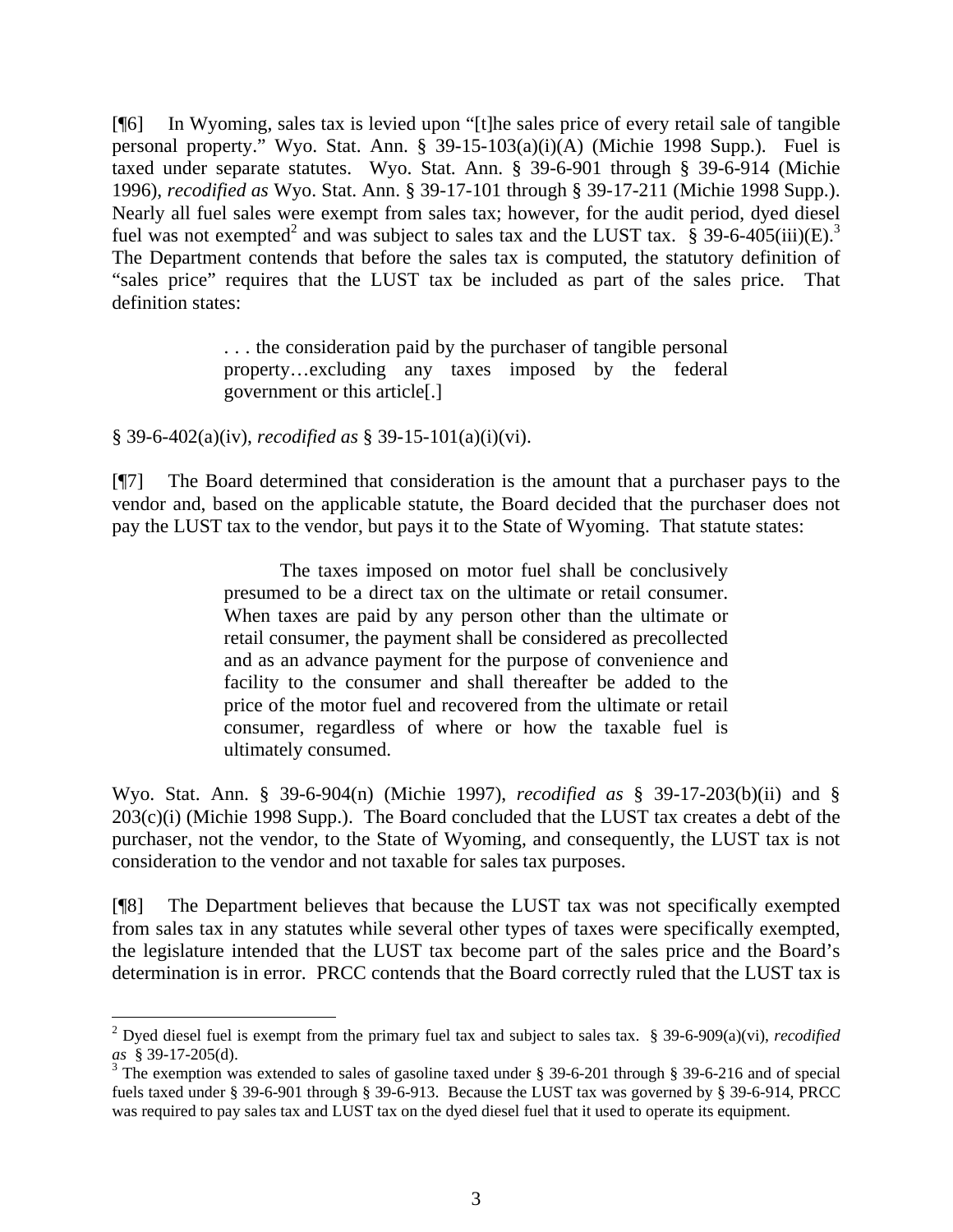[¶6] In Wyoming, sales tax is levied upon "[t]he sales price of every retail sale of tangible personal property." Wyo. Stat. Ann. § 39-15-103(a)(i)(A) (Michie 1998 Supp.). Fuel is taxed under separate statutes. Wyo. Stat. Ann. § 39-6-901 through § 39-6-914 (Michie 1996), *recodified as* Wyo. Stat. Ann. § 39-17-101 through § 39-17-211 (Michie 1998 Supp.). Nearly all fuel sales were exempt from sales tax; however, for the audit period, dyed diesel fuel was not exempted[2] and was subject to sales tax and the LUST tax. § 39-6-405(iii)(E).[3] The Department contends that before the sales tax is computed, the statutory definition of "sales price" requires that the LUST tax be included as part of the sales price. That definition states:

> . . . the consideration paid by the purchaser of tangible personal property…excluding any taxes imposed by the federal government or this article[.]

§ 39-6-402(a)(iv), *recodified as* § 39-15-101(a)(i)(vi).

[¶7] The Board determined that consideration is the amount that a purchaser pays to the vendor and, based on the applicable statute, the Board decided that the purchaser does not pay the LUST tax to the vendor, but pays it to the State of Wyoming. That statute states:

> The taxes imposed on motor fuel shall be conclusively presumed to be a direct tax on the ultimate or retail consumer. When taxes are paid by any person other than the ultimate or retail consumer, the payment shall be considered as precollected and as an advance payment for the purpose of convenience and facility to the consumer and shall thereafter be added to the price of the motor fuel and recovered from the ultimate or retail consumer, regardless of where or how the taxable fuel is ultimately consumed.

Wyo. Stat. Ann. § 39-6-904(n) (Michie 1997), *recodified as* § 39-17-203(b)(ii) and § 203(c)(i) (Michie 1998 Supp.). The Board concluded that the LUST tax creates a debt of the purchaser, not the vendor, to the State of Wyoming, and consequently, the LUST tax is not consideration to the vendor and not taxable for sales tax purposes.

[¶8] The Department believes that because the LUST tax was not specifically exempted from sales tax in any statutes while several other types of taxes were specifically exempted, the legislature intended that the LUST tax become part of the sales price and the Board's determination is in error. PRCC contends that the Board correctly ruled that the LUST tax is

---

[2] Dyed diesel fuel is exempt from the primary fuel tax and subject to sales tax. § 39-6-909(a)(vi), *recodified as* § 39-17-205(d).

[3] The exemption was extended to sales of gasoline taxed under § 39-6-201 through § 39-6-216 and of special fuels taxed under § 39-6-901 through § 39-6-913. Because the LUST tax was governed by § 39-6-914, PRCC was required to pay sales tax and LUST tax on the dyed diesel fuel that it used to operate its equipment.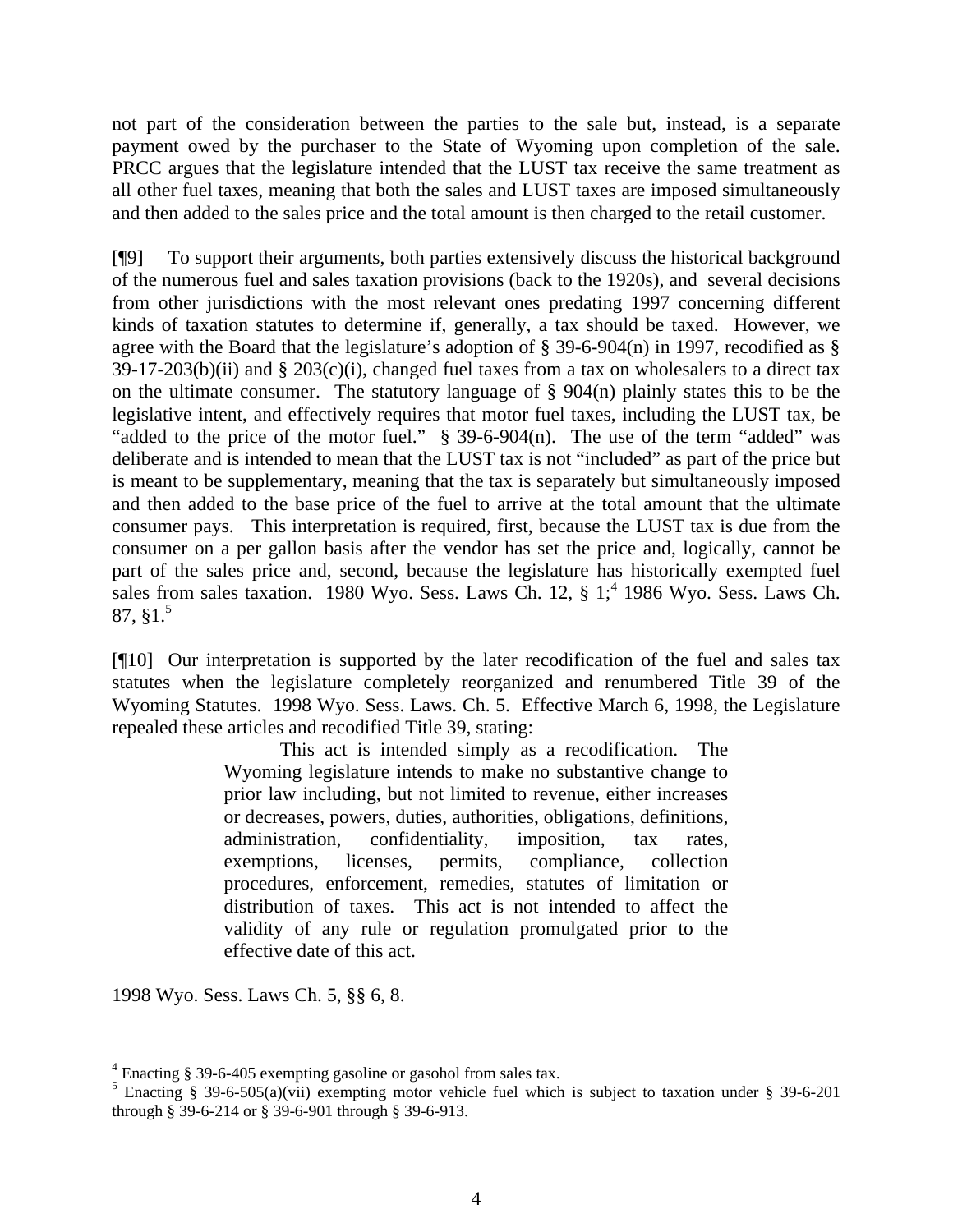not part of the consideration between the parties to the sale but, instead, is a separate payment owed by the purchaser to the State of Wyoming upon completion of the sale. PRCC argues that the legislature intended that the LUST tax receive the same treatment as all other fuel taxes, meaning that both the sales and LUST taxes are imposed simultaneously and then added to the sales price and the total amount is then charged to the retail customer.

[¶9] To support their arguments, both parties extensively discuss the historical background of the numerous fuel and sales taxation provisions (back to the 1920s), and several decisions from other jurisdictions with the most relevant ones predating 1997 concerning different kinds of taxation statutes to determine if, generally, a tax should be taxed. However, we agree with the Board that the legislature's adoption of § 39-6-904(n) in 1997, recodified as § 39-17-203(b)(ii) and § 203(c)(i), changed fuel taxes from a tax on wholesalers to a direct tax on the ultimate consumer. The statutory language of § 904(n) plainly states this to be the legislative intent, and effectively requires that motor fuel taxes, including the LUST tax, be "added to the price of the motor fuel." § 39-6-904(n). The use of the term "added" was deliberate and is intended to mean that the LUST tax is not "included" as part of the price but is meant to be supplementary, meaning that the tax is separately but simultaneously imposed and then added to the base price of the fuel to arrive at the total amount that the ultimate consumer pays. This interpretation is required, first, because the LUST tax is due from the consumer on a per gallon basis after the vendor has set the price and, logically, cannot be part of the sales price and, second, because the legislature has historically exempted fuel sales from sales taxation. 1980 Wyo. Sess. Laws Ch. 12, § 1;[4] 1986 Wyo. Sess. Laws Ch. 87, §1.[5]

[¶10] Our interpretation is supported by the later recodification of the fuel and sales tax statutes when the legislature completely reorganized and renumbered Title 39 of the Wyoming Statutes. 1998 Wyo. Sess. Laws. Ch. 5. Effective March 6, 1998, the Legislature repealed these articles and recodified Title 39, stating:

> This act is intended simply as a recodification. The Wyoming legislature intends to make no substantive change to prior law including, but not limited to revenue, either increases or decreases, powers, duties, authorities, obligations, definitions, administration, confidentiality, imposition, tax rates, exemptions, licenses, permits, compliance, collection procedures, enforcement, remedies, statutes of limitation or distribution of taxes. This act is not intended to affect the validity of any rule or regulation promulgated prior to the effective date of this act.

1998 Wyo. Sess. Laws Ch. 5, §§ 6, 8.

---

[4] Enacting § 39-6-405 exempting gasoline or gasohol from sales tax.

[5] Enacting § 39-6-505(a)(vii) exempting motor vehicle fuel which is subject to taxation under § 39-6-201 through § 39-6-214 or § 39-6-901 through § 39-6-913.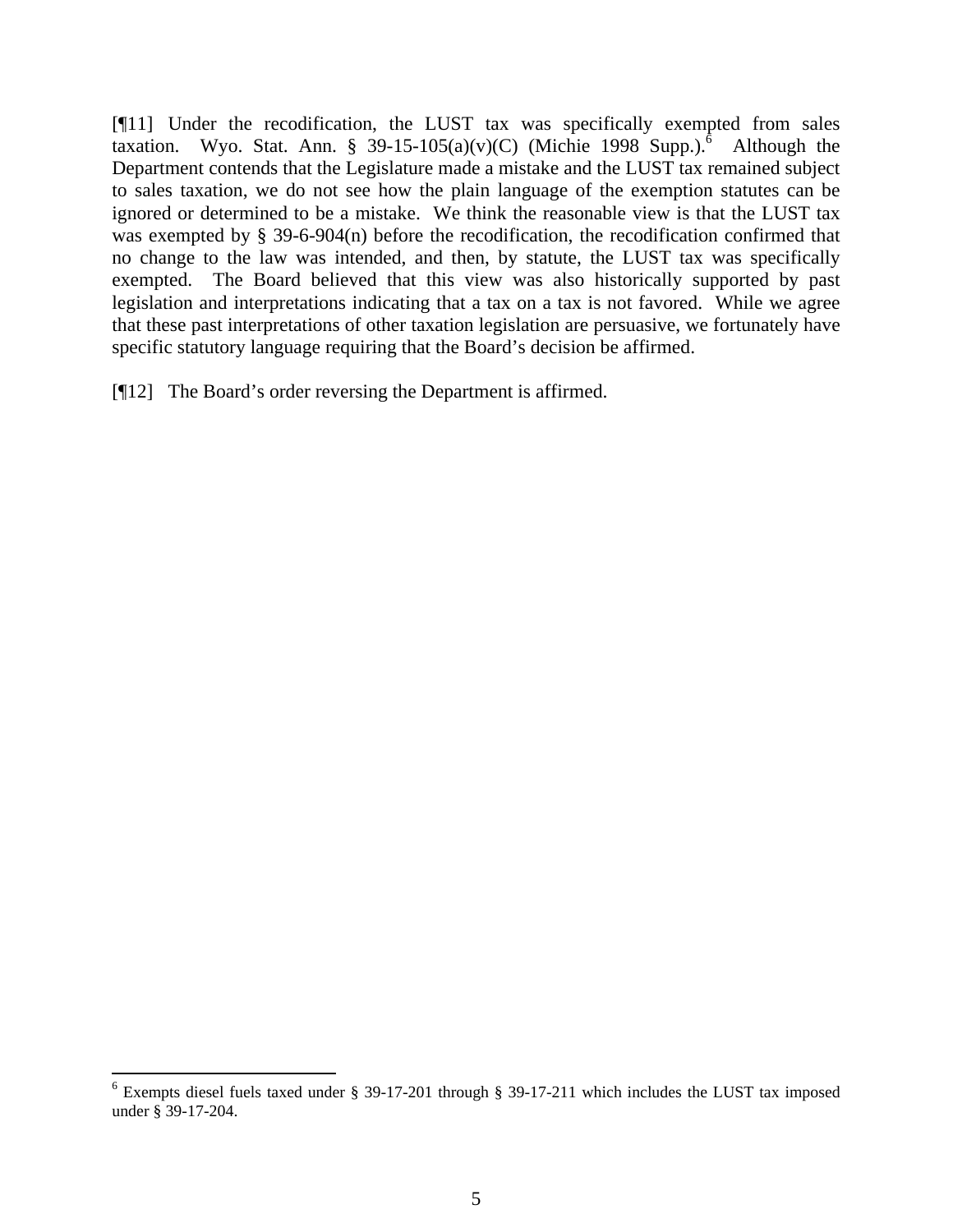[¶11] Under the recodification, the LUST tax was specifically exempted from sales taxation. Wyo. Stat. Ann. § 39-15-105(a)(v)(C) (Michie 1998 Supp.).[6] Although the Department contends that the Legislature made a mistake and the LUST tax remained subject to sales taxation, we do not see how the plain language of the exemption statutes can be ignored or determined to be a mistake. We think the reasonable view is that the LUST tax was exempted by § 39-6-904(n) before the recodification, the recodification confirmed that no change to the law was intended, and then, by statute, the LUST tax was specifically exempted. The Board believed that this view was also historically supported by past legislation and interpretations indicating that a tax on a tax is not favored. While we agree that these past interpretations of other taxation legislation are persuasive, we fortunately have specific statutory language requiring that the Board's decision be affirmed.

[¶12] The Board's order reversing the Department is affirmed.

---

[6] Exempts diesel fuels taxed under § 39-17-201 through § 39-17-211 which includes the LUST tax imposed under § 39-17-204.